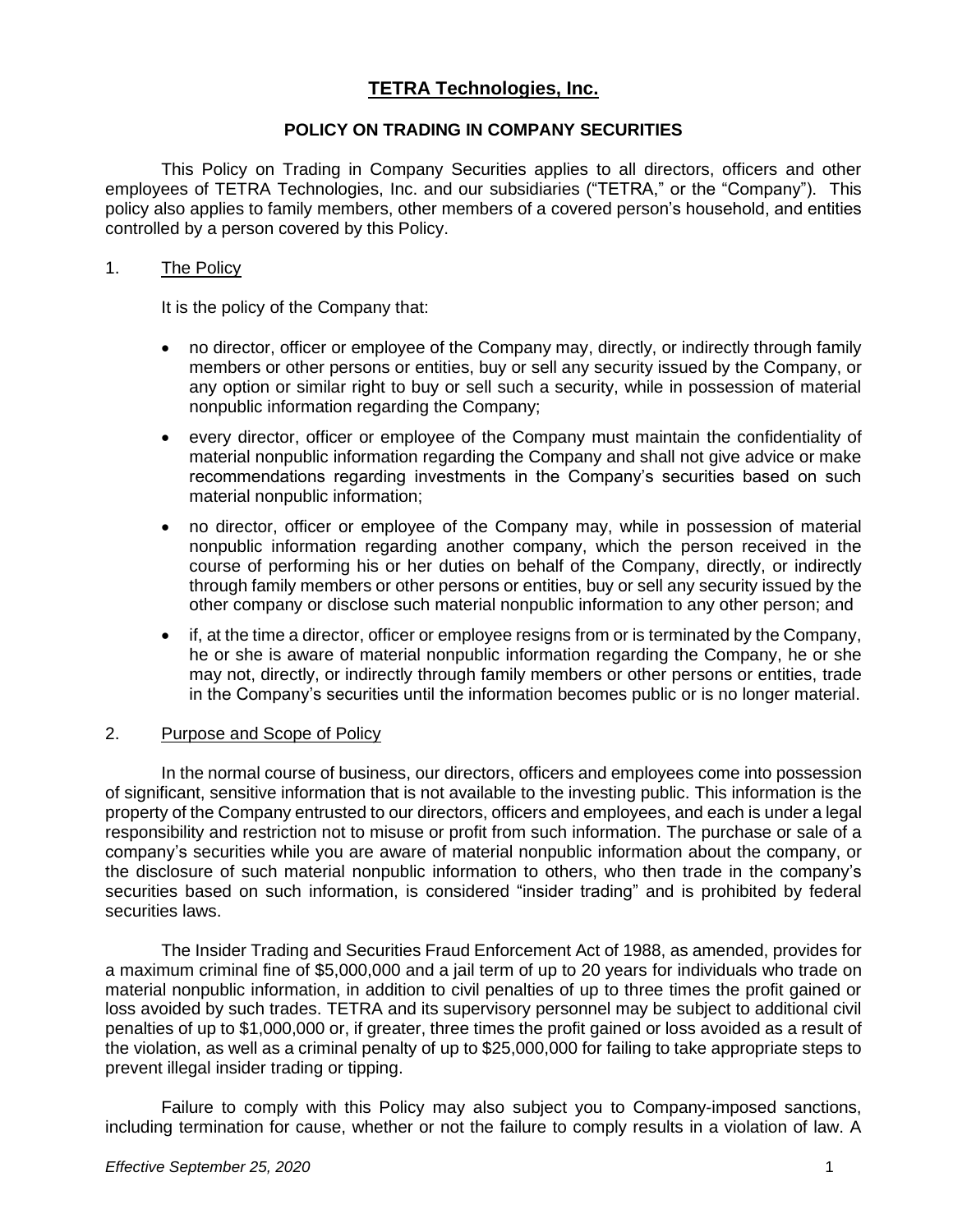# TETRA Technologies, Inc.

## POLICY ON TRADING IN COMPANY SECURITIES

This Policy on Trading in Company Securities applies to all directors, officers and other employees of TETRA Technologies, Inc. and our subsidiaries ("TETRA," or the "Company"). This policy also applies to family members, other members of a covered person's household, and entities controlled by a person covered by this Policy.

### 1. The Policy

It is the policy of the Company that:

- no director, officer or employee of the Company may, directly, or indirectly through family members or other persons or entities, buy or sell any security issued by the Company, or any option or similar right to buy or sell such a security, while in possession of material nonpublic information regarding the Company;
- every director, officer or employee of the Company must maintain the confidentiality of material nonpublic information regarding the Company and shall not give advice or make recommendations regarding investments in the Company's securities based on such material nonpublic information;
- no director, officer or employee of the Company may, while in possession of material nonpublic information regarding another company, which the person received in the course of performing his or her duties on behalf of the Company, directly, or indirectly through family members or other persons or entities, buy or sell any security issued by the other company or disclose such material nonpublic information to any other person; and
- if, at the time a director, officer or employee resigns from or is terminated by the Company, he or she is aware of material nonpublic information regarding the Company, he or she may not, directly, or indirectly through family members or other persons or entities, trade in the Company's securities until the information becomes public or is no longer material.

### 2. Purpose and Scope of Policy

In the normal course of business, our directors, officers and employees come into possession of significant, sensitive information that is not available to the investing public. This information is the property of the Company entrusted to our directors, officers and employees, and each is under a legal responsibility and restriction not to misuse or profit from such information. The purchase or sale of a company's securities while you are aware of material nonpublic information about the company, or the disclosure of such material nonpublic information to others, who then trade in the company's securities based on such information, is considered "insider trading" and is prohibited by federal securities laws.

The Insider Trading and Securities Fraud Enforcement Act of 1988, as amended, provides for a maximum criminal fine of $5,000,000 and a jail term of up to 20 years for individuals who trade on material nonpublic information, in addition to civil penalties of up to three times the profit gained or loss avoided by such trades. TETRA and its supervisory personnel may be subject to additional civil penalties of up to $1,000,000 or, if greater, three times the profit gained or loss avoided as a result of the violation, as well as a criminal penalty of up to $25,000,000 for failing to take appropriate steps to prevent illegal insider trading or tipping.

Failure to comply with this Policy may also subject you to Company-imposed sanctions, including termination for cause, whether or not the failure to comply results in a violation of law. A

*Effective September 25, 2020*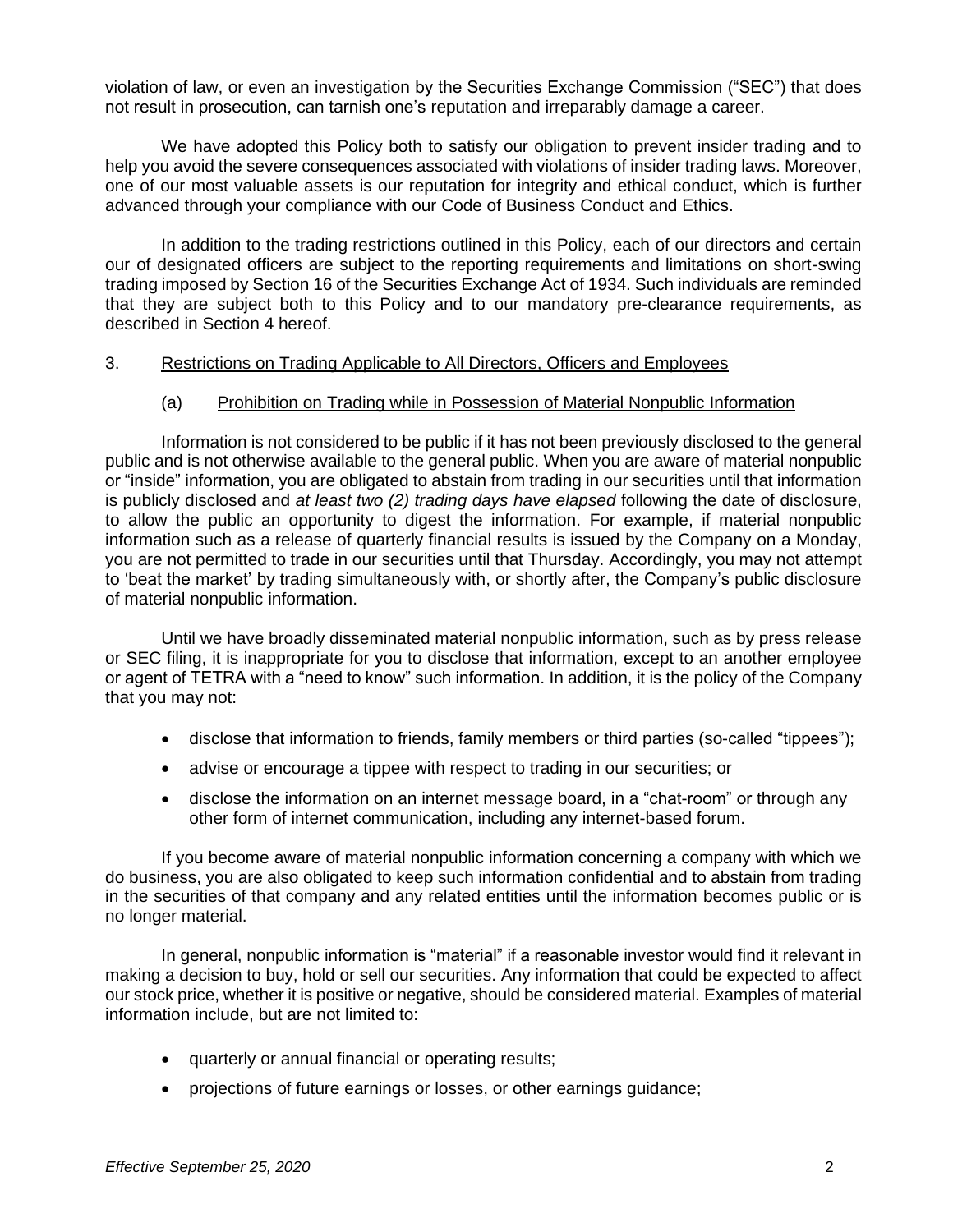violation of law, or even an investigation by the Securities Exchange Commission ("SEC") that does not result in prosecution, can tarnish one's reputation and irreparably damage a career.

We have adopted this Policy both to satisfy our obligation to prevent insider trading and to help you avoid the severe consequences associated with violations of insider trading laws. Moreover, one of our most valuable assets is our reputation for integrity and ethical conduct, which is further advanced through your compliance with our Code of Business Conduct and Ethics.

In addition to the trading restrictions outlined in this Policy, each of our directors and certain our of designated officers are subject to the reporting requirements and limitations on short-swing trading imposed by Section 16 of the Securities Exchange Act of 1934. Such individuals are reminded that they are subject both to this Policy and to our mandatory pre-clearance requirements, as described in Section 4 hereof.

## 3. Restrictions on Trading Applicable to All Directors, Officers and Employees

### (a) Prohibition on Trading while in Possession of Material Nonpublic Information

Information is not considered to be public if it has not been previously disclosed to the general public and is not otherwise available to the general public. When you are aware of material nonpublic or "inside" information, you are obligated to abstain from trading in our securities until that information is publicly disclosed and *at least two (2) trading days have elapsed* following the date of disclosure, to allow the public an opportunity to digest the information. For example, if material nonpublic information such as a release of quarterly financial results is issued by the Company on a Monday, you are not permitted to trade in our securities until that Thursday. Accordingly, you may not attempt to 'beat the market' by trading simultaneously with, or shortly after, the Company's public disclosure of material nonpublic information.

Until we have broadly disseminated material nonpublic information, such as by press release or SEC filing, it is inappropriate for you to disclose that information, except to an another employee or agent of TETRA with a "need to know" such information. In addition, it is the policy of the Company that you may not:

- disclose that information to friends, family members or third parties (so-called "tippees");
- advise or encourage a tippee with respect to trading in our securities; or
- disclose the information on an internet message board, in a "chat-room" or through any other form of internet communication, including any internet-based forum.

If you become aware of material nonpublic information concerning a company with which we do business, you are also obligated to keep such information confidential and to abstain from trading in the securities of that company and any related entities until the information becomes public or is no longer material.

In general, nonpublic information is "material" if a reasonable investor would find it relevant in making a decision to buy, hold or sell our securities. Any information that could be expected to affect our stock price, whether it is positive or negative, should be considered material. Examples of material information include, but are not limited to:

- quarterly or annual financial or operating results;
- projections of future earnings or losses, or other earnings guidance;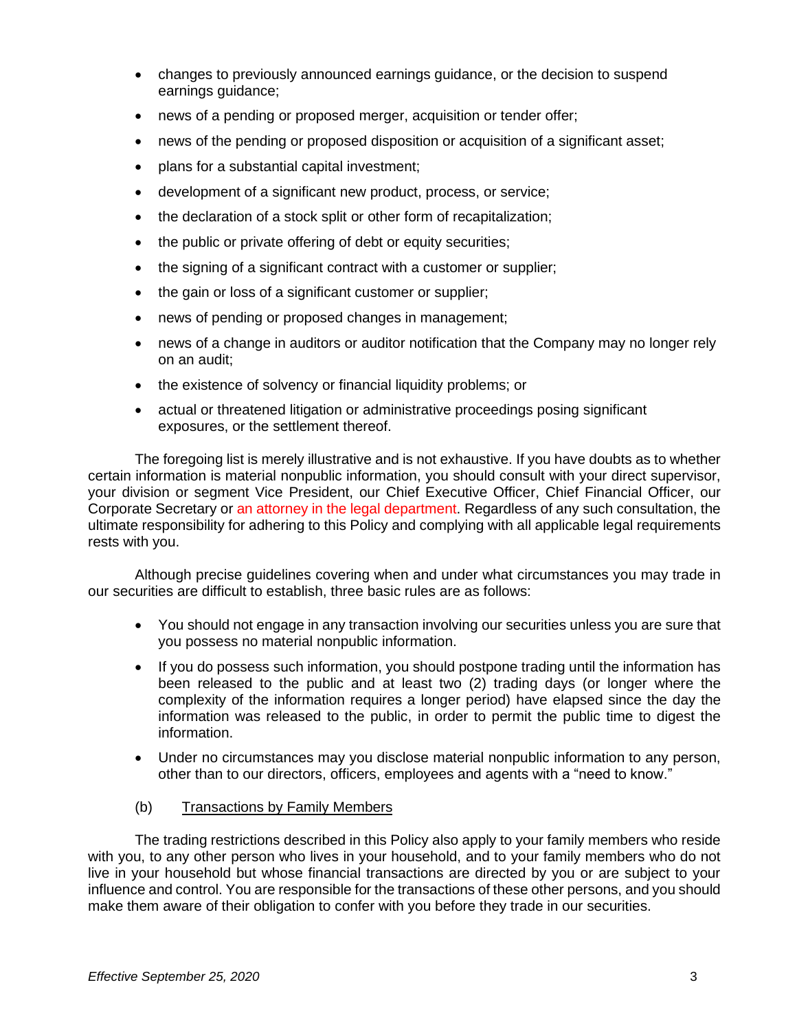- changes to previously announced earnings guidance, or the decision to suspend earnings guidance;
- news of a pending or proposed merger, acquisition or tender offer;
- news of the pending or proposed disposition or acquisition of a significant asset;
- plans for a substantial capital investment;
- development of a significant new product, process, or service;
- the declaration of a stock split or other form of recapitalization;
- the public or private offering of debt or equity securities;
- the signing of a significant contract with a customer or supplier;
- the gain or loss of a significant customer or supplier;
- news of pending or proposed changes in management;
- news of a change in auditors or auditor notification that the Company may no longer rely on an audit;
- the existence of solvency or financial liquidity problems; or
- actual or threatened litigation or administrative proceedings posing significant exposures, or the settlement thereof.

The foregoing list is merely illustrative and is not exhaustive. If you have doubts as to whether certain information is material nonpublic information, you should consult with your direct supervisor, your division or segment Vice President, our Chief Executive Officer, Chief Financial Officer, our Corporate Secretary or an attorney in the legal department. Regardless of any such consultation, the ultimate responsibility for adhering to this Policy and complying with all applicable legal requirements rests with you.

Although precise guidelines covering when and under what circumstances you may trade in our securities are difficult to establish, three basic rules are as follows:

- You should not engage in any transaction involving our securities unless you are sure that you possess no material nonpublic information.
- If you do possess such information, you should postpone trading until the information has been released to the public and at least two (2) trading days (or longer where the complexity of the information requires a longer period) have elapsed since the day the information was released to the public, in order to permit the public time to digest the information.
- Under no circumstances may you disclose material nonpublic information to any person, other than to our directors, officers, employees and agents with a "need to know."

(b) <u>Transactions by Family Members</u>

The trading restrictions described in this Policy also apply to your family members who reside with you, to any other person who lives in your household, and to your family members who do not live in your household but whose financial transactions are directed by you or are subject to your influence and control. You are responsible for the transactions of these other persons, and you should make them aware of their obligation to confer with you before they trade in our securities.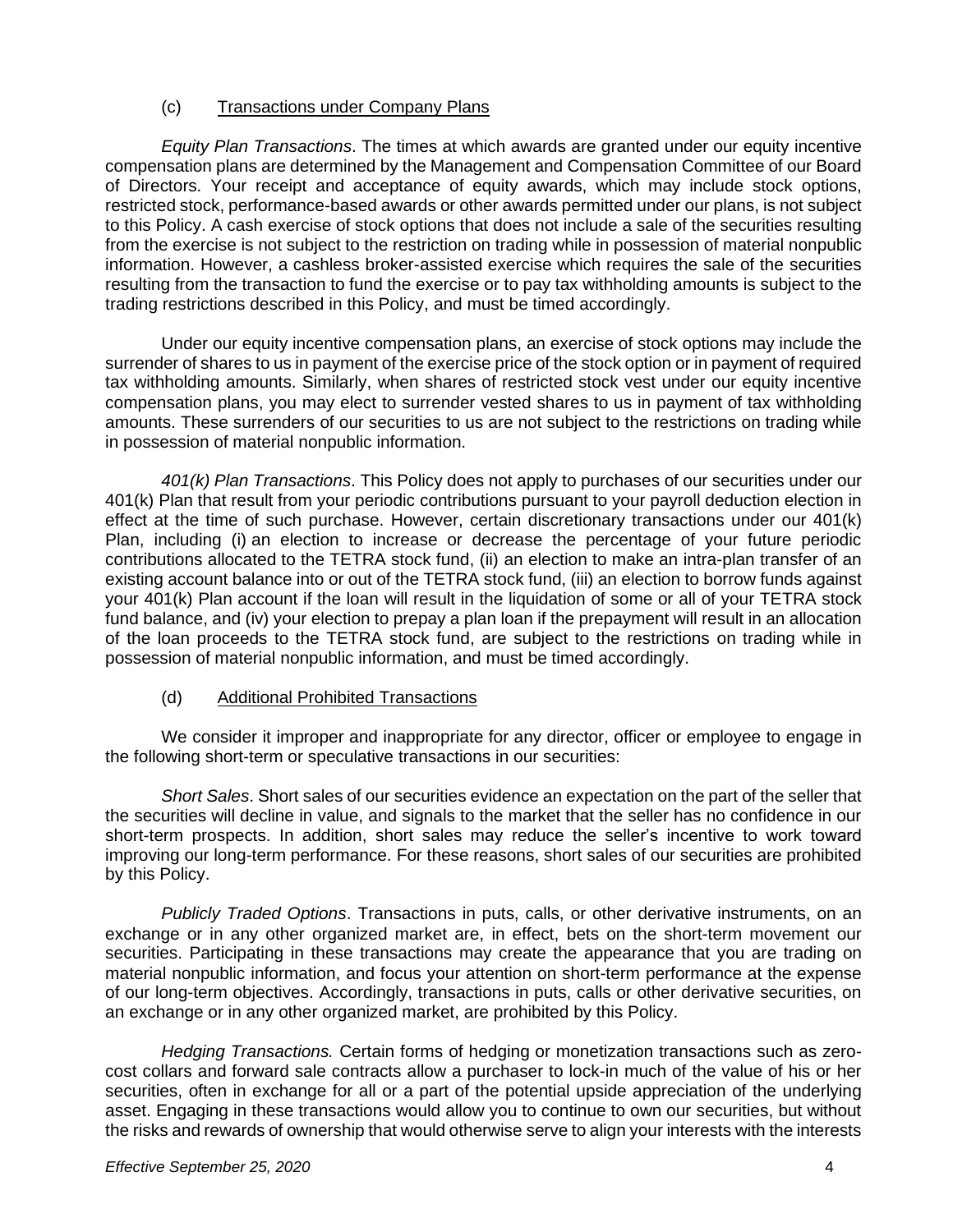### (c) <u>Transactions under Company Plans</u>

*Equity Plan Transactions*. The times at which awards are granted under our equity incentive compensation plans are determined by the Management and Compensation Committee of our Board of Directors. Your receipt and acceptance of equity awards, which may include stock options, restricted stock, performance-based awards or other awards permitted under our plans, is not subject to this Policy. A cash exercise of stock options that does not include a sale of the securities resulting from the exercise is not subject to the restriction on trading while in possession of material nonpublic information. However, a cashless broker-assisted exercise which requires the sale of the securities resulting from the transaction to fund the exercise or to pay tax withholding amounts is subject to the trading restrictions described in this Policy, and must be timed accordingly.

Under our equity incentive compensation plans, an exercise of stock options may include the surrender of shares to us in payment of the exercise price of the stock option or in payment of required tax withholding amounts. Similarly, when shares of restricted stock vest under our equity incentive compensation plans, you may elect to surrender vested shares to us in payment of tax withholding amounts. These surrenders of our securities to us are not subject to the restrictions on trading while in possession of material nonpublic information.

*401(k) Plan Transactions*. This Policy does not apply to purchases of our securities under our 401(k) Plan that result from your periodic contributions pursuant to your payroll deduction election in effect at the time of such purchase. However, certain discretionary transactions under our 401(k) Plan, including (i) an election to increase or decrease the percentage of your future periodic contributions allocated to the TETRA stock fund, (ii) an election to make an intra-plan transfer of an existing account balance into or out of the TETRA stock fund, (iii) an election to borrow funds against your 401(k) Plan account if the loan will result in the liquidation of some or all of your TETRA stock fund balance, and (iv) your election to prepay a plan loan if the prepayment will result in an allocation of the loan proceeds to the TETRA stock fund, are subject to the restrictions on trading while in possession of material nonpublic information, and must be timed accordingly.

### (d) <u>Additional Prohibited Transactions</u>

We consider it improper and inappropriate for any director, officer or employee to engage in the following short-term or speculative transactions in our securities:

*Short Sales*. Short sales of our securities evidence an expectation on the part of the seller that the securities will decline in value, and signals to the market that the seller has no confidence in our short-term prospects. In addition, short sales may reduce the seller's incentive to work toward improving our long-term performance. For these reasons, short sales of our securities are prohibited by this Policy.

*Publicly Traded Options*. Transactions in puts, calls, or other derivative instruments, on an exchange or in any other organized market are, in effect, bets on the short-term movement our securities. Participating in these transactions may create the appearance that you are trading on material nonpublic information, and focus your attention on short-term performance at the expense of our long-term objectives. Accordingly, transactions in puts, calls or other derivative securities, on an exchange or in any other organized market, are prohibited by this Policy.

*Hedging Transactions.* Certain forms of hedging or monetization transactions such as zero-cost collars and forward sale contracts allow a purchaser to lock-in much of the value of his or her securities, often in exchange for all or a part of the potential upside appreciation of the underlying asset. Engaging in these transactions would allow you to continue to own our securities, but without the risks and rewards of ownership that would otherwise serve to align your interests with the interests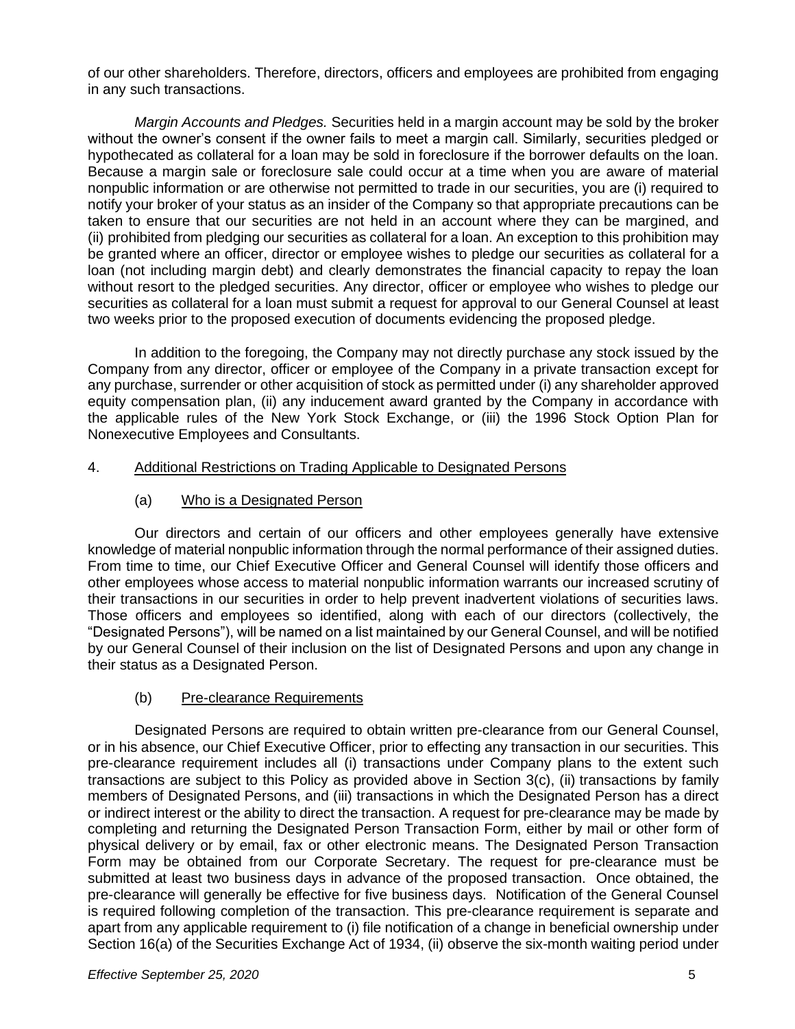of our other shareholders. Therefore, directors, officers and employees are prohibited from engaging in any such transactions.

*Margin Accounts and Pledges.* Securities held in a margin account may be sold by the broker without the owner's consent if the owner fails to meet a margin call. Similarly, securities pledged or hypothecated as collateral for a loan may be sold in foreclosure if the borrower defaults on the loan. Because a margin sale or foreclosure sale could occur at a time when you are aware of material nonpublic information or are otherwise not permitted to trade in our securities, you are (i) required to notify your broker of your status as an insider of the Company so that appropriate precautions can be taken to ensure that our securities are not held in an account where they can be margined, and (ii) prohibited from pledging our securities as collateral for a loan. An exception to this prohibition may be granted where an officer, director or employee wishes to pledge our securities as collateral for a loan (not including margin debt) and clearly demonstrates the financial capacity to repay the loan without resort to the pledged securities. Any director, officer or employee who wishes to pledge our securities as collateral for a loan must submit a request for approval to our General Counsel at least two weeks prior to the proposed execution of documents evidencing the proposed pledge.

In addition to the foregoing, the Company may not directly purchase any stock issued by the Company from any director, officer or employee of the Company in a private transaction except for any purchase, surrender or other acquisition of stock as permitted under (i) any shareholder approved equity compensation plan, (ii) any inducement award granted by the Company in accordance with the applicable rules of the New York Stock Exchange, or (iii) the 1996 Stock Option Plan for Nonexecutive Employees and Consultants.

## 4. Additional Restrictions on Trading Applicable to Designated Persons

### (a) Who is a Designated Person

Our directors and certain of our officers and other employees generally have extensive knowledge of material nonpublic information through the normal performance of their assigned duties. From time to time, our Chief Executive Officer and General Counsel will identify those officers and other employees whose access to material nonpublic information warrants our increased scrutiny of their transactions in our securities in order to help prevent inadvertent violations of securities laws. Those officers and employees so identified, along with each of our directors (collectively, the "Designated Persons"), will be named on a list maintained by our General Counsel, and will be notified by our General Counsel of their inclusion on the list of Designated Persons and upon any change in their status as a Designated Person.

### (b) Pre-clearance Requirements

Designated Persons are required to obtain written pre-clearance from our General Counsel, or in his absence, our Chief Executive Officer, prior to effecting any transaction in our securities. This pre-clearance requirement includes all (i) transactions under Company plans to the extent such transactions are subject to this Policy as provided above in Section 3(c), (ii) transactions by family members of Designated Persons, and (iii) transactions in which the Designated Person has a direct or indirect interest or the ability to direct the transaction. A request for pre-clearance may be made by completing and returning the Designated Person Transaction Form, either by mail or other form of physical delivery or by email, fax or other electronic means. The Designated Person Transaction Form may be obtained from our Corporate Secretary. The request for pre-clearance must be submitted at least two business days in advance of the proposed transaction. Once obtained, the pre-clearance will generally be effective for five business days. Notification of the General Counsel is required following completion of the transaction. This pre-clearance requirement is separate and apart from any applicable requirement to (i) file notification of a change in beneficial ownership under Section 16(a) of the Securities Exchange Act of 1934, (ii) observe the six-month waiting period under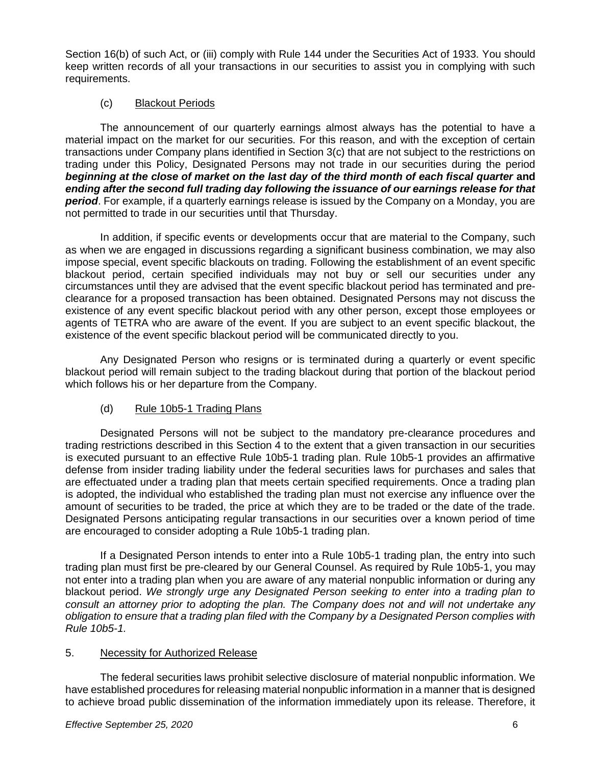Section 16(b) of such Act, or (iii) comply with Rule 144 under the Securities Act of 1933. You should keep written records of all your transactions in our securities to assist you in complying with such requirements.

(c) Blackout Periods

The announcement of our quarterly earnings almost always has the potential to have a material impact on the market for our securities. For this reason, and with the exception of certain transactions under Company plans identified in Section 3(c) that are not subject to the restrictions on trading under this Policy, Designated Persons may not trade in our securities during the period ***beginning at the close of market on the last day of the third month of each fiscal quarter*** **and** ***ending after the second full trading day following the issuance of our earnings release for that period***. For example, if a quarterly earnings release is issued by the Company on a Monday, you are not permitted to trade in our securities until that Thursday.

In addition, if specific events or developments occur that are material to the Company, such as when we are engaged in discussions regarding a significant business combination, we may also impose special, event specific blackouts on trading. Following the establishment of an event specific blackout period, certain specified individuals may not buy or sell our securities under any circumstances until they are advised that the event specific blackout period has terminated and pre-clearance for a proposed transaction has been obtained. Designated Persons may not discuss the existence of any event specific blackout period with any other person, except those employees or agents of TETRA who are aware of the event. If you are subject to an event specific blackout, the existence of the event specific blackout period will be communicated directly to you.

Any Designated Person who resigns or is terminated during a quarterly or event specific blackout period will remain subject to the trading blackout during that portion of the blackout period which follows his or her departure from the Company.

(d) Rule 10b5-1 Trading Plans

Designated Persons will not be subject to the mandatory pre-clearance procedures and trading restrictions described in this Section 4 to the extent that a given transaction in our securities is executed pursuant to an effective Rule 10b5-1 trading plan. Rule 10b5-1 provides an affirmative defense from insider trading liability under the federal securities laws for purchases and sales that are effectuated under a trading plan that meets certain specified requirements. Once a trading plan is adopted, the individual who established the trading plan must not exercise any influence over the amount of securities to be traded, the price at which they are to be traded or the date of the trade. Designated Persons anticipating regular transactions in our securities over a known period of time are encouraged to consider adopting a Rule 10b5-1 trading plan.

If a Designated Person intends to enter into a Rule 10b5-1 trading plan, the entry into such trading plan must first be pre-cleared by our General Counsel. As required by Rule 10b5-1, you may not enter into a trading plan when you are aware of any material nonpublic information or during any blackout period. *We strongly urge any Designated Person seeking to enter into a trading plan to consult an attorney prior to adopting the plan. The Company does not and will not undertake any obligation to ensure that a trading plan filed with the Company by a Designated Person complies with Rule 10b5-1.*

5. Necessity for Authorized Release

The federal securities laws prohibit selective disclosure of material nonpublic information. We have established procedures for releasing material nonpublic information in a manner that is designed to achieve broad public dissemination of the information immediately upon its release. Therefore, it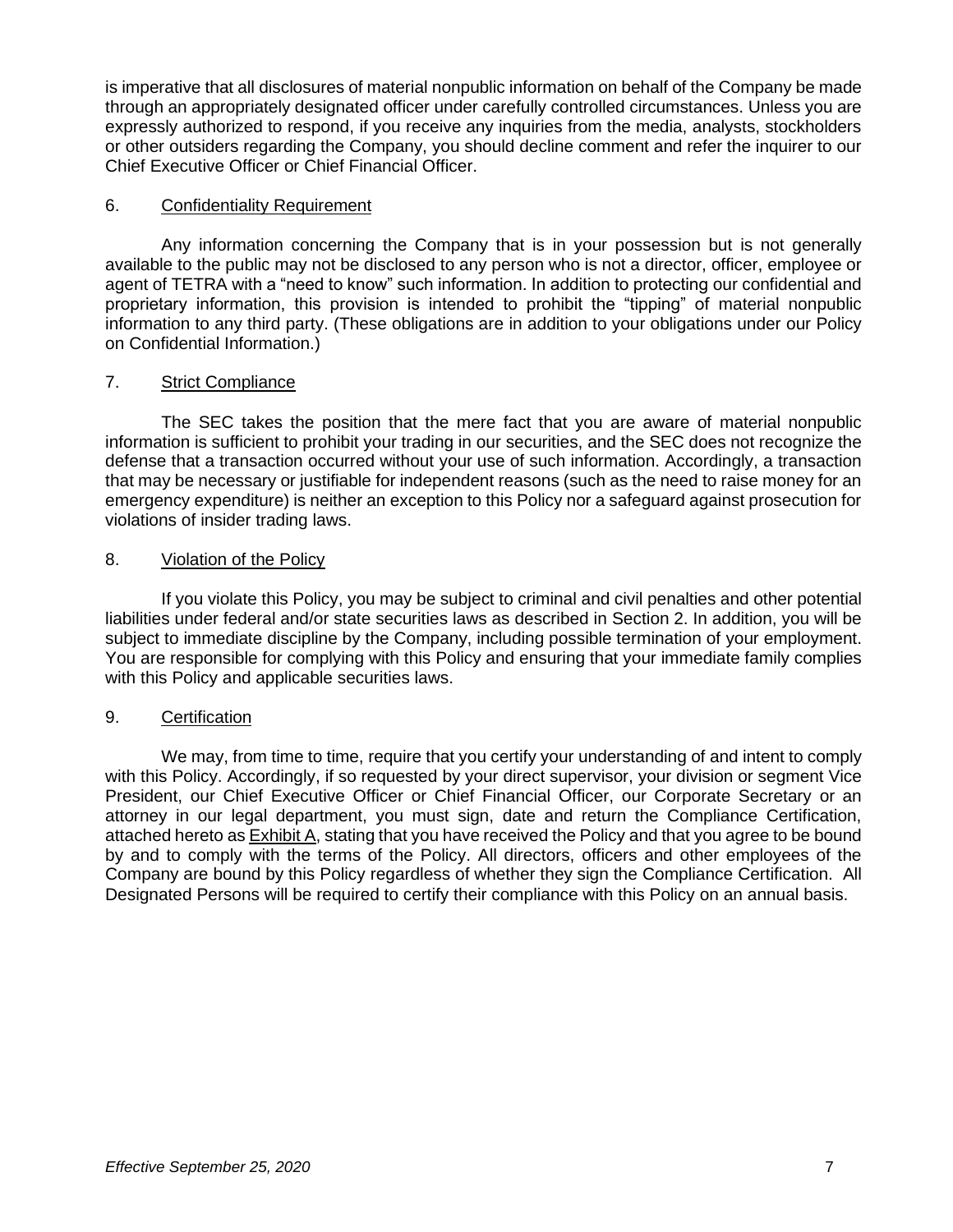is imperative that all disclosures of material nonpublic information on behalf of the Company be made through an appropriately designated officer under carefully controlled circumstances. Unless you are expressly authorized to respond, if you receive any inquiries from the media, analysts, stockholders or other outsiders regarding the Company, you should decline comment and refer the inquirer to our Chief Executive Officer or Chief Financial Officer.

## 6. Confidentiality Requirement

Any information concerning the Company that is in your possession but is not generally available to the public may not be disclosed to any person who is not a director, officer, employee or agent of TETRA with a "need to know" such information. In addition to protecting our confidential and proprietary information, this provision is intended to prohibit the "tipping" of material nonpublic information to any third party. (These obligations are in addition to your obligations under our Policy on Confidential Information.)

## 7. Strict Compliance

The SEC takes the position that the mere fact that you are aware of material nonpublic information is sufficient to prohibit your trading in our securities, and the SEC does not recognize the defense that a transaction occurred without your use of such information. Accordingly, a transaction that may be necessary or justifiable for independent reasons (such as the need to raise money for an emergency expenditure) is neither an exception to this Policy nor a safeguard against prosecution for violations of insider trading laws.

## 8. Violation of the Policy

If you violate this Policy, you may be subject to criminal and civil penalties and other potential liabilities under federal and/or state securities laws as described in Section 2. In addition, you will be subject to immediate discipline by the Company, including possible termination of your employment. You are responsible for complying with this Policy and ensuring that your immediate family complies with this Policy and applicable securities laws.

## 9. Certification

We may, from time to time, require that you certify your understanding of and intent to comply with this Policy. Accordingly, if so requested by your direct supervisor, your division or segment Vice President, our Chief Executive Officer or Chief Financial Officer, our Corporate Secretary or an attorney in our legal department, you must sign, date and return the Compliance Certification, attached hereto as Exhibit A, stating that you have received the Policy and that you agree to be bound by and to comply with the terms of the Policy. All directors, officers and other employees of the Company are bound by this Policy regardless of whether they sign the Compliance Certification. All Designated Persons will be required to certify their compliance with this Policy on an annual basis.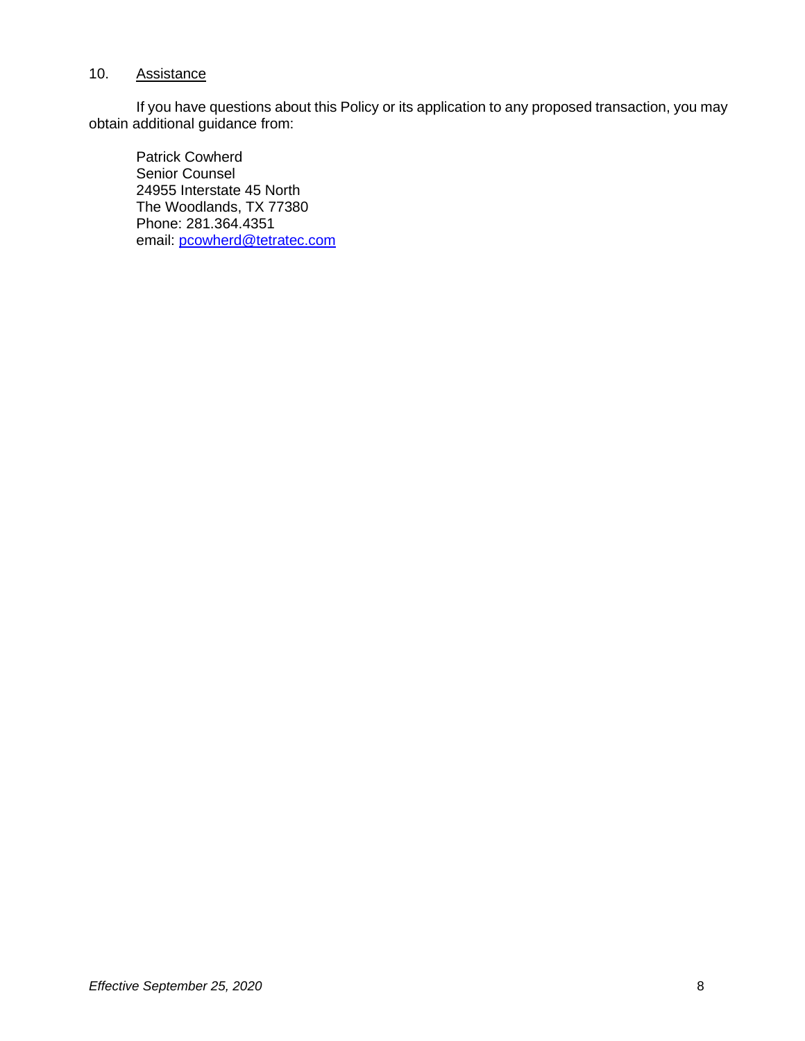## 10. Assistance

If you have questions about this Policy or its application to any proposed transaction, you may obtain additional guidance from:

Patrick Cowherd
Senior Counsel
24955 Interstate 45 North
The Woodlands, TX 77380
Phone: 281.364.4351
email: pcowherd@tetratec.com

*Effective September 25, 2020*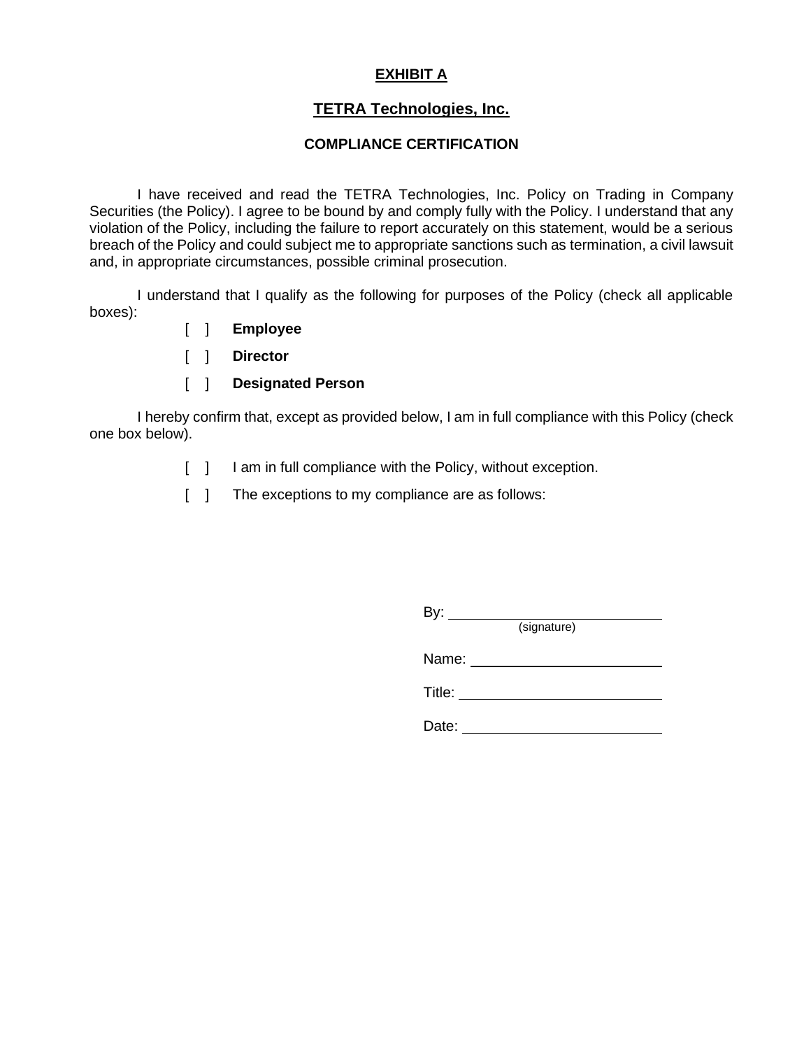**EXHIBIT A**

**TETRA Technologies, Inc.**

**COMPLIANCE CERTIFICATION**

I have received and read the TETRA Technologies, Inc. Policy on Trading in Company Securities (the Policy). I agree to be bound by and comply fully with the Policy. I understand that any violation of the Policy, including the failure to report accurately on this statement, would be a serious breach of the Policy and could subject me to appropriate sanctions such as termination, a civil lawsuit and, in appropriate circumstances, possible criminal prosecution.

I understand that I qualify as the following for purposes of the Policy (check all applicable boxes):

[ ] **Employee**

[ ] **Director**

[ ] **Designated Person**

I hereby confirm that, except as provided below, I am in full compliance with this Policy (check one box below).

[ ] I am in full compliance with the Policy, without exception.

[ ] The exceptions to my compliance are as follows:

By: \_\_\_\_\_\_\_\_\_\_\_\_\_\_\_\_\_\_\_\_\_\_\_\_\_\_
(signature)

Name: \_\_\_\_\_\_\_\_\_\_\_\_\_\_\_\_\_\_\_\_\_\_\_\_

Title: \_\_\_\_\_\_\_\_\_\_\_\_\_\_\_\_\_\_\_\_\_\_\_\_

Date: \_\_\_\_\_\_\_\_\_\_\_\_\_\_\_\_\_\_\_\_\_\_\_\_